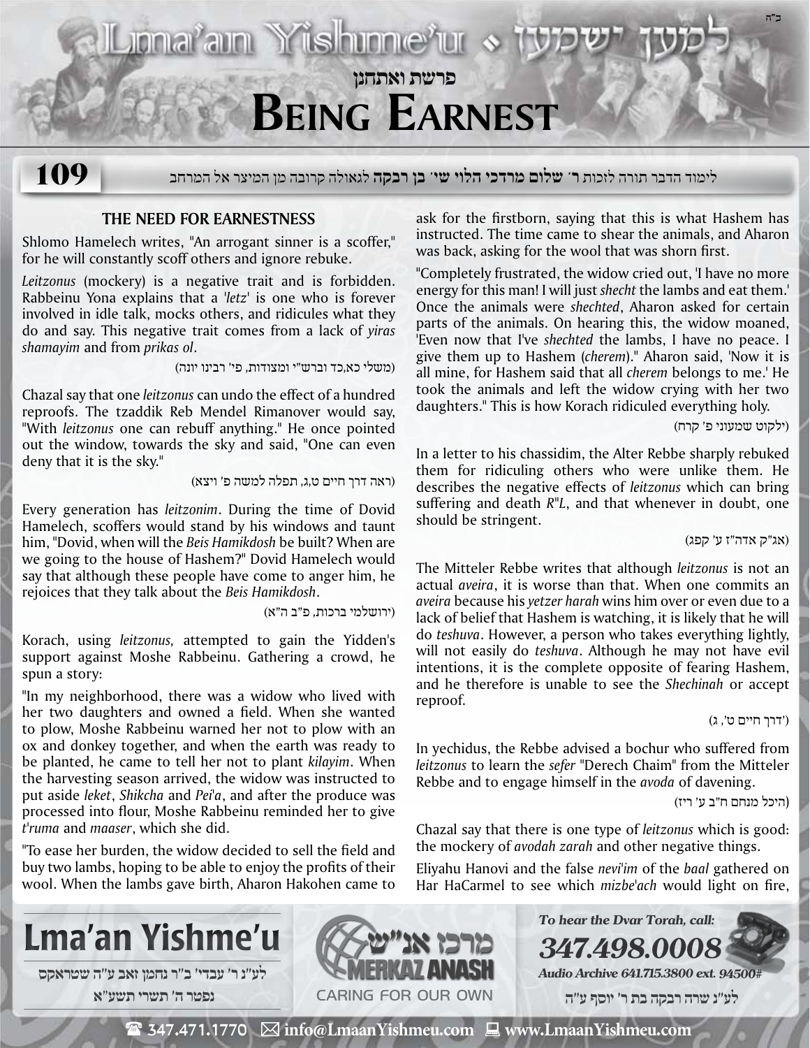# פרשת ואתחנן

# Being Earnest

לימוד הדבר תורה לזכות ר' **שלום מרדכי הלוי שי' בן רבקה** לגאולה קרובה מן המיצר אל המרחב

## THE NEED FOR EARNESTNESS

Shlomo Hamelech writes, "An arrogant sinner is a scoffer," for he will constantly scoff others and ignore rebuke.

*Leitzonus* (mockery) is a negative trait and is forbidden. Rabbeinu Yona explains that a '*letz*' is one who is forever involved in idle talk, mocks others, and ridicules what they do and say. This negative trait comes from a lack of *yiras shamayim* and from *prikas ol*.

(משלי כא,כד וברש"י ומצודות, פי' רבינו יונה)

Chazal say that one *leitzonus* can undo the effect of a hundred reproofs. The tzaddik Reb Mendel Rimanover would say, "With *leitzonus* one can rebuff anything." He once pointed out the window, towards the sky and said, "One can even deny that it is the sky."

(ראה דרך חיים ט,ג, תפלה למשה פ' ויצא)

Every generation has *leitzonim*. During the time of Dovid Hamelech, scoffers would stand by his windows and taunt him, "Dovid, when will the *Beis Hamikdosh* be built? When are we going to the house of Hashem?" Dovid Hamelech would say that although these people have come to anger him, he rejoices that they talk about the *Beis Hamikdosh*.

(ירושלמי ברכות, פ"ב ה"א)

Korach, using *leitzonus,* attempted to gain the Yidden's support against Moshe Rabbeinu. Gathering a crowd, he spun a story:

"In my neighborhood, there was a widow who lived with her two daughters and owned a field. When she wanted to plow, Moshe Rabbeinu warned her not to plow with an ox and donkey together, and when the earth was ready to be planted, he came to tell her not to plant *kilayim*. When the harvesting season arrived, the widow was instructed to put aside *leket*, *Shikcha* and *Pei'a*, and after the produce was processed into flour, Moshe Rabbeinu reminded her to give *t'ruma* and *maaser*, which she did.

"To ease her burden, the widow decided to sell the field and buy two lambs, hoping to be able to enjoy the profits of their wool. When the lambs gave birth, Aharon Hakohen came to ask for the firstborn, saying that this is what Hashem has instructed. The time came to shear the animals, and Aharon was back, asking for the wool that was shorn first.

"Completely frustrated, the widow cried out, 'I have no more energy for this man! I will just *shecht* the lambs and eat them.' Once the animals were *shechted*, Aharon asked for certain parts of the animals. On hearing this, the widow moaned, 'Even now that I've *shechted* the lambs, I have no peace. I give them up to Hashem (*cherem*).' Aharon said, 'Now it is all mine, for Hashem said that all *cherem* belongs to me.' He took the animals and left the widow crying with her two daughters." This is how Korach ridiculed everything holy.

(ילקוט שמעוני פ' קרח)

In a letter to his chassidim, the Alter Rebbe sharply rebuked them for ridiculing others who were unlike them. He describes the negative effects of *leitzonus* which can bring suffering and death *R"L*, and that whenever in doubt, one should be stringent.

(אג"ק אדה"ז ע' קפג)

The Mitteler Rebbe writes that although *leitzonus* is not an actual *aveira*, it is worse than that. When one commits an *aveira* because his *yetzer harah* wins him over or even due to a lack of belief that Hashem is watching, it is likely that he will do *teshuva*. However, a person who takes everything lightly, will not easily do *teshuva*. Although he may not have evil intentions, it is the complete opposite of fearing Hashem, and he therefore is unable to see the *Shechinah* or accept reproof.

(דרך חיים ט', ג')

In yechidus, the Rebbe advised a bochur who suffered from *leitzonus* to learn the *sefer* "Derech Chaim" from the Mitteler Rebbe and to engage himself in the *avoda* of davening.

(היכל מנחם ח"ב ע' ריז)

Chazal say that there is one type of *leitzonus* which is good: the mockery of *avodah zarah* and other negative things.

Eliyahu Hanovi and the false *nevi'im* of the *baal* gathered on Har HaCarmel to see which *mizbe'ach* would light on fire,

---

**Lma'an Yishme'u**

לע"נ ר' עבדי' ב"ר נחמן זאב ע"ה שטראקס
נפטר ה' תשרי תשע"א

מרכז אנ"ש MERKAZ ANASH — CARING FOR OUR OWN

*To hear the Dvar Torah, call:* **347.498.0008**
*Audio Archive 641.715.3800 ext. 94500#*

לע"נ שרה רבקה בת ר' יוסף ע"ה

347.471.1770 | info@LmaanYishmeu.com | www.LmaanYishmeu.com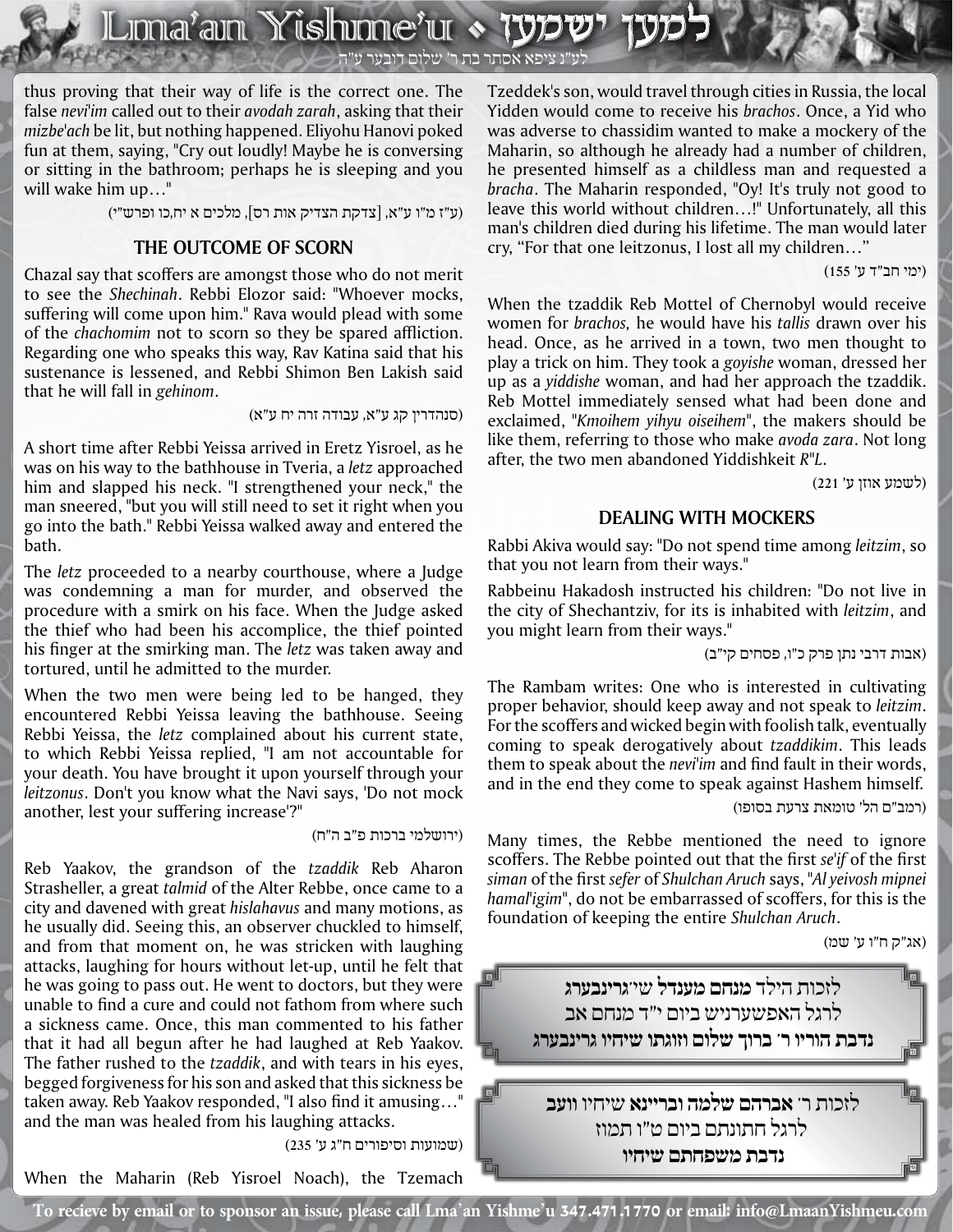thus proving that their way of life is the correct one. The false *nevi'im* called out to their *avodah zarah*, asking that their *mizbe'ach* be lit, but nothing happened. Eliyohu Hanovi poked fun at them, saying, "Cry out loudly! Maybe he is conversing or sitting in the bathroom; perhaps he is sleeping and you will wake him up…"

(ע"ז מ"ו ע"א, [צדקת הצדיק אות רס], מלכים א יח,כו ופרש"י)

## THE OUTCOME OF SCORN

Chazal say that scoffers are amongst those who do not merit to see the *Shechinah*. Rebbi Elozor said: "Whoever mocks, suffering will come upon him." Rava would plead with some of the *chachomim* not to scorn so they be spared affliction. Regarding one who speaks this way, Rav Katina said that his sustenance is lessened, and Rebbi Shimon Ben Lakish said that he will fall in *gehinom*.

(סנהדרין קג ע"א, עבודה זרה יח ע"א)

A short time after Rebbi Yeissa arrived in Eretz Yisroel, as he was on his way to the bathhouse in Tveria, a *letz* approached him and slapped his neck. "I strengthened your neck," the man sneered, "but you will still need to set it right when you go into the bath." Rebbi Yeissa walked away and entered the bath.

The *letz* proceeded to a nearby courthouse, where a Judge was condemning a man for murder, and observed the procedure with a smirk on his face. When the Judge asked the thief who had been his accomplice, the thief pointed his finger at the smirking man. The *letz* was taken away and tortured, until he admitted to the murder.

When the two men were being led to be hanged, they encountered Rebbi Yeissa leaving the bathhouse. Seeing Rebbi Yeissa, the *letz* complained about his current state, to which Rebbi Yeissa replied, "I am not accountable for your death. You have brought it upon yourself through your *leitzonus*. Don't you know what the Navi says, 'Do not mock another, lest your suffering increase'?"

(ירושלמי ברכות פ"ב ה"ח)

Reb Yaakov, the grandson of the *tzaddik* Reb Aharon Strasheller, a great *talmid* of the Alter Rebbe, once came to a city and davened with great *hislahavus* and many motions, as he usually did. Seeing this, an observer chuckled to himself, and from that moment on, he was stricken with laughing attacks, laughing for hours without let-up, until he felt that he was going to pass out. He went to doctors, but they were unable to find a cure and could not fathom from where such a sickness came. Once, this man commented to his father that it had all begun after he had laughed at Reb Yaakov. The father rushed to the *tzaddik*, and with tears in his eyes, begged forgiveness for his son and asked that this sickness be taken away. Reb Yaakov responded, "I also find it amusing…" and the man was healed from his laughing attacks.

(שמועות וסיפורים ח"ג ע' 235)

When the Maharin (Reb Yisroel Noach), the Tzemach Tzeddek's son, would travel through cities in Russia, the local Yidden would come to receive his *brachos*. Once, a Yid who was adverse to chassidim wanted to make a mockery of the Maharin, so although he already had a number of children, he presented himself as a childless man and requested a *bracha*. The Maharin responded, "Oy! It's truly not good to leave this world without children…!" Unfortunately, all this man's children died during his lifetime. The man would later cry, "For that one leitzonus, I lost all my children…"

(ימי חב"ד ע' 155)

When the tzaddik Reb Mottel of Chernobyl would receive women for *brachos,* he would have his *tallis* drawn over his head. Once, as he arrived in a town, two men thought to play a trick on him. They took a *goyishe* woman, dressed her up as a *yiddishe* woman, and had her approach the tzaddik. Reb Mottel immediately sensed what had been done and exclaimed, "*Kmoihem yihyu oiseihem*", the makers should be like them, referring to those who make *avoda zara*. Not long after, the two men abandoned Yiddishkeit *R"L*.

(לשמע אוזן ע' 221)

## DEALING WITH MOCKERS

Rabbi Akiva would say: "Do not spend time among *leitzim*, so that you not learn from their ways."

Rabbeinu Hakadosh instructed his children: "Do not live in the city of Shechantziv, for its is inhabited with *leitzim*, and you might learn from their ways."

(אבות דרבי נתן פרק כ"ו, פסחים קי"ב)

The Rambam writes: One who is interested in cultivating proper behavior, should keep away and not speak to *leitzim*. For the scoffers and wicked begin with foolish talk, eventually coming to speak derogatively about *tzaddikim*. This leads them to speak about the *nevi'im* and find fault in their words, and in the end they come to speak against Hashem himself.

(רמב"ם הל' טומאת צרעת בסופו)

Many times, the Rebbe mentioned the need to ignore scoffers. The Rebbe pointed out that the first *se'if* of the first *siman* of the first *sefer* of *Shulchan Aruch* says, "*Al yeivosh mipnei hamal'igim*", do not be embarrassed of scoffers, for this is the foundation of keeping the entire *Shulchan Aruch*.

(אג"ק ח"ו ע' שמ)

לזכות הילד **מנחם מענדל** שי' **גרינבערג**
לרגל האפשערניש ביום י"ד מנחם אב
**נדבת הוריו ר' ברוך שלום וזוגתו שיחיו גרינבערג**

לזכות ר' **אברהם שלמה וברײנא** שיחיו **וועב**
לרגל חתונתם ביום ט"ו תמוז
**נדבת משפחתם שיחיו**

To recieve by email or to sponsor an issue, please call Lma'an Yishme'u 347.471.1770 or email: info@LmaanYishmeu.com